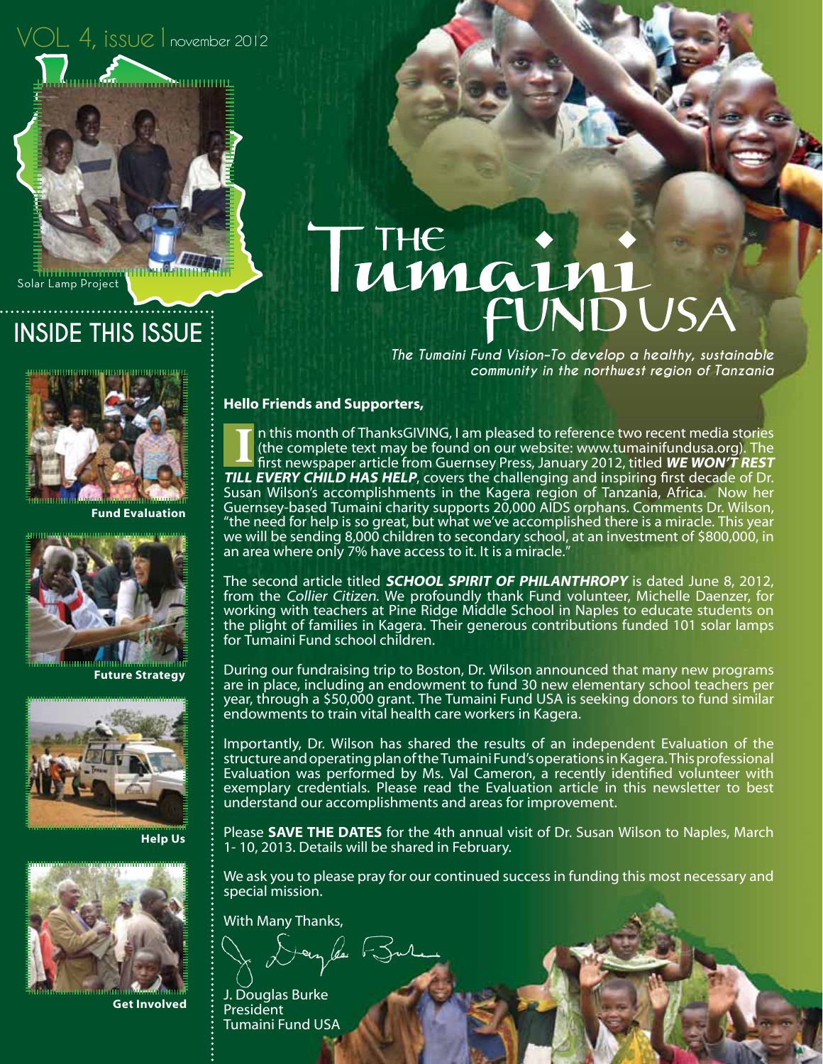VOL. 4, issue I november 2012

Solar Lamp Project

# The Tumaini Fund USA

*The Tumaini Fund Vision–To develop a healthy, sustainable community in the northwest region of Tanzania*

## INSIDE THIS ISSUE

- Fund Evaluation
- Future Strategy
- Help Us
- Get Involved

**Hello Friends and Supporters,**

In this month of ThanksGIVING, I am pleased to reference two recent media stories (the complete text may be found on our website: www.tumainifundusa.org). The first newspaper article from Guernsey Press, January 2012, titled ***WE WON'T REST TILL EVERY CHILD HAS HELP***, covers the challenging and inspiring first decade of Dr. Susan Wilson's accomplishments in the Kagera region of Tanzania, Africa. Now her Guernsey-based Tumaini charity supports 20,000 AIDS orphans. Comments Dr. Wilson, "the need for help is so great, but what we've accomplished there is a miracle. This year we will be sending 8,000 children to secondary school, at an investment of $800,000, in an area where only 7% have access to it. It is a miracle."

The second article titled ***SCHOOL SPIRIT OF PHILANTHROPY*** is dated June 8, 2012, from the *Collier Citizen*. We profoundly thank Fund volunteer, Michelle Daenzer, for working with teachers at Pine Ridge Middle School in Naples to educate students on the plight of families in Kagera. Their generous contributions funded 101 solar lamps for Tumaini Fund school children.

During our fundraising trip to Boston, Dr. Wilson announced that many new programs are in place, including an endowment to fund 30 new elementary school teachers per year, through a $50,000 grant. The Tumaini Fund USA is seeking donors to fund similar endowments to train vital health care workers in Kagera.

Importantly, Dr. Wilson has shared the results of an independent Evaluation of the structure and operating plan of the Tumaini Fund's operations in Kagera. This professional Evaluation was performed by Ms. Val Cameron, a recently identified volunteer with exemplary credentials. Please read the Evaluation article in this newsletter to best understand our accomplishments and areas for improvement.

Please **SAVE THE DATES** for the 4th annual visit of Dr. Susan Wilson to Naples, March 1- 10, 2013. Details will be shared in February.

We ask you to please pray for our continued success in funding this most necessary and special mission.

With Many Thanks,

J. Douglas Burke
President
Tumaini Fund USA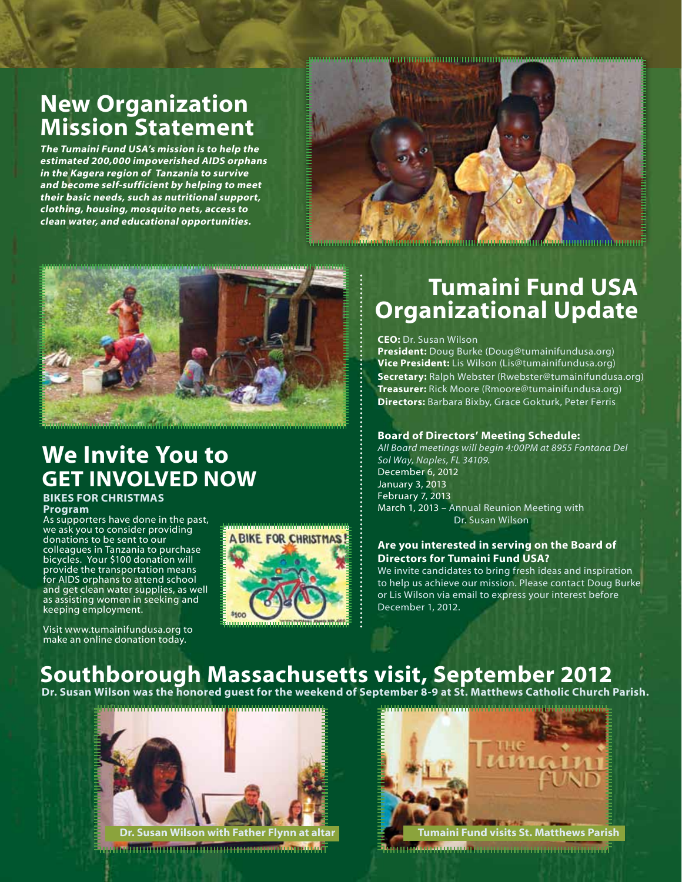## New Organization Mission Statement

***The Tumaini Fund USA's mission is to help the estimated 200,000 impoverished AIDS orphans in the Kagera region of Tanzania to survive and become self-sufficient by helping to meet their basic needs, such as nutritional support, clothing, housing, mosquito nets, access to clean water, and educational opportunities.***

## Tumaini Fund USA Organizational Update

**CEO:** Dr. Susan Wilson
**President:** Doug Burke (Doug@tumainifundusa.org)
**Vice President:** Lis Wilson (Lis@tumainifundusa.org)
**Secretary:** Ralph Webster (Rwebster@tumainifundusa.org)
**Treasurer:** Rick Moore (Rmoore@tumainifundusa.org)
**Directors:** Barbara Bixby, Grace Gokturk, Peter Ferris

**Board of Directors' Meeting Schedule:**
*All Board meetings will begin 4:00PM at 8955 Fontana Del Sol Way, Naples, FL 34109.*
December 6, 2012
January 3, 2013
February 7, 2013
March 1, 2013 – Annual Reunion Meeting with Dr. Susan Wilson

**Are you interested in serving on the Board of Directors for Tumaini Fund USA?**
We invite candidates to bring fresh ideas and inspiration to help us achieve our mission. Please contact Doug Burke or Lis Wilson via email to express your interest before December 1, 2012.

## We Invite You to GET INVOLVED NOW

**BIKES FOR CHRISTMAS Program**

As supporters have done in the past, we ask you to consider providing donations to be sent to our colleagues in Tanzania to purchase bicycles. Your $100 donation will provide the transportation means for AIDS orphans to attend school and get clean water supplies, as well as assisting women in seeking and keeping employment.

Visit www.tumainifundusa.org to make an online donation today.

## Southborough Massachusetts visit, September 2012

**Dr. Susan Wilson was the honored guest for the weekend of September 8-9 at St. Matthews Catholic Church Parish.**

Dr. Susan Wilson with Father Flynn at altar

Tumaini Fund visits St. Matthews Parish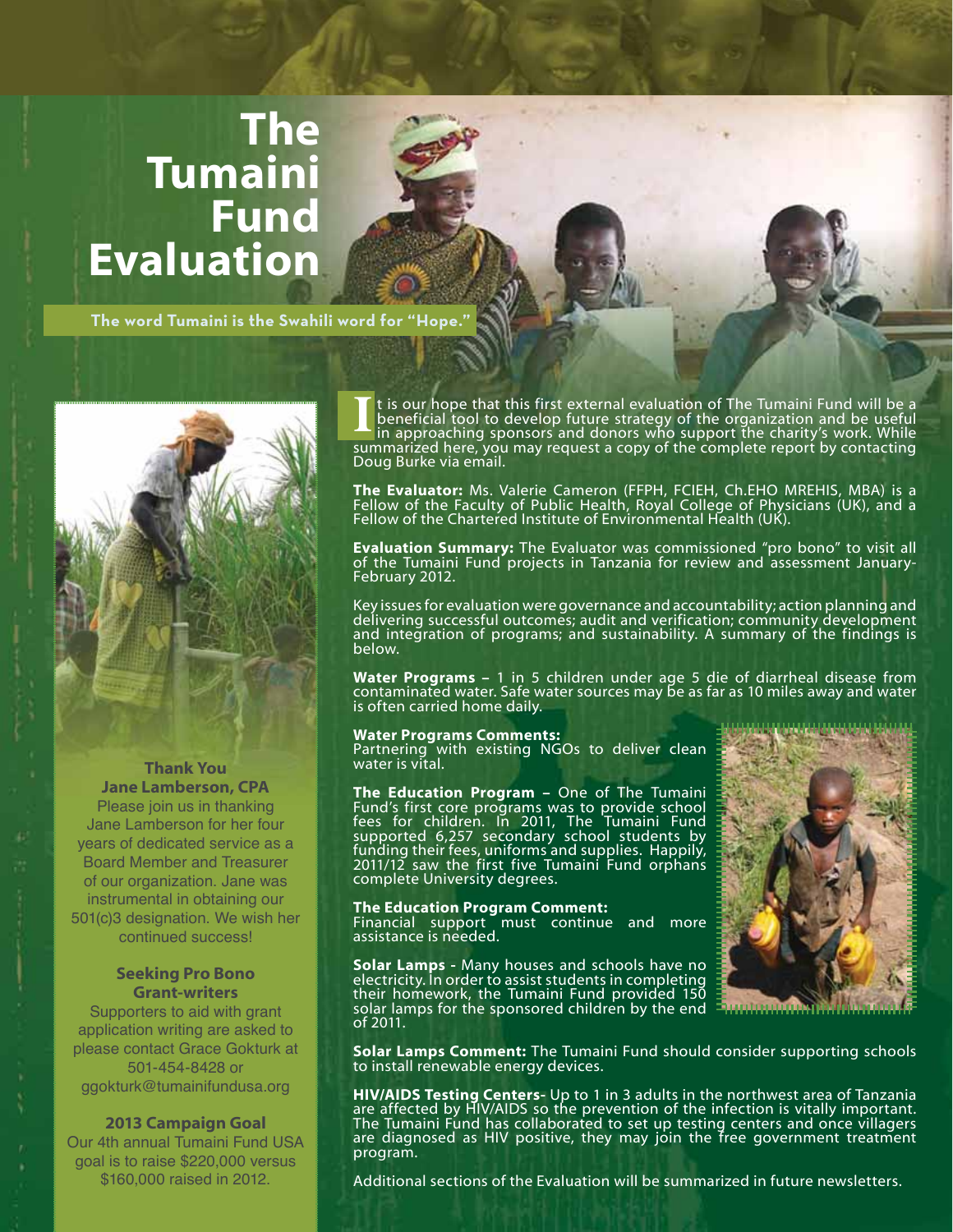# The Tumaini Fund Evaluation

**The word Tumaini is the Swahili word for "Hope."**

It is our hope that this first external evaluation of The Tumaini Fund will be a beneficial tool to develop future strategy of the organization and be useful in approaching sponsors and donors who support the charity's work. While summarized here, you may request a copy of the complete report by contacting Doug Burke via email.

**The Evaluator:** Ms. Valerie Cameron (FFPH, FCIEH, Ch.EHO MREHIS, MBA) is a Fellow of the Faculty of Public Health, Royal College of Physicians (UK), and a Fellow of the Chartered Institute of Environmental Health (UK).

**Evaluation Summary:** The Evaluator was commissioned "pro bono" to visit all of the Tumaini Fund projects in Tanzania for review and assessment January-February 2012.

Key issues for evaluation were governance and accountability; action planning and delivering successful outcomes; audit and verification; community development and integration of programs; and sustainability. A summary of the findings is below.

**Water Programs** – 1 in 5 children under age 5 die of diarrheal disease from contaminated water. Safe water sources may be as far as 10 miles away and water is often carried home daily.

**Water Programs Comments:**
Partnering with existing NGOs to deliver clean water is vital.

**The Education Program** – One of The Tumaini Fund's first core programs was to provide school fees for children. In 2011, The Tumaini Fund supported 6,257 secondary school students by funding their fees, uniforms and supplies. Happily, 2011/12 saw the first five Tumaini Fund orphans complete University degrees.

**The Education Program Comment:**
Financial support must continue and more assistance is needed.

**Solar Lamps** - Many houses and schools have no electricity. In order to assist students in completing their homework, the Tumaini Fund provided 150 solar lamps for the sponsored children by the end of 2011.

**Solar Lamps Comment:** The Tumaini Fund should consider supporting schools to install renewable energy devices.

**HIV/AIDS Testing Centers-** Up to 1 in 3 adults in the northwest area of Tanzania are affected by HIV/AIDS so the prevention of the infection is vitally important. The Tumaini Fund has collaborated to set up testing centers and once villagers are diagnosed as HIV positive, they may join the free government treatment program.

Additional sections of the Evaluation will be summarized in future newsletters.

**Thank You**
**Jane Lamberson, CPA**

Please join us in thanking Jane Lamberson for her four years of dedicated service as a Board Member and Treasurer of our organization. Jane was instrumental in obtaining our 501(c)3 designation. We wish her continued success!

**Seeking Pro Bono Grant-writers**

Supporters to aid with grant application writing are asked to please contact Grace Gokturk at 501-454-8428 or ggokturk@tumainifundusa.org

**2013 Campaign Goal**

Our 4th annual Tumaini Fund USA goal is to raise $220,000 versus $160,000 raised in 2012.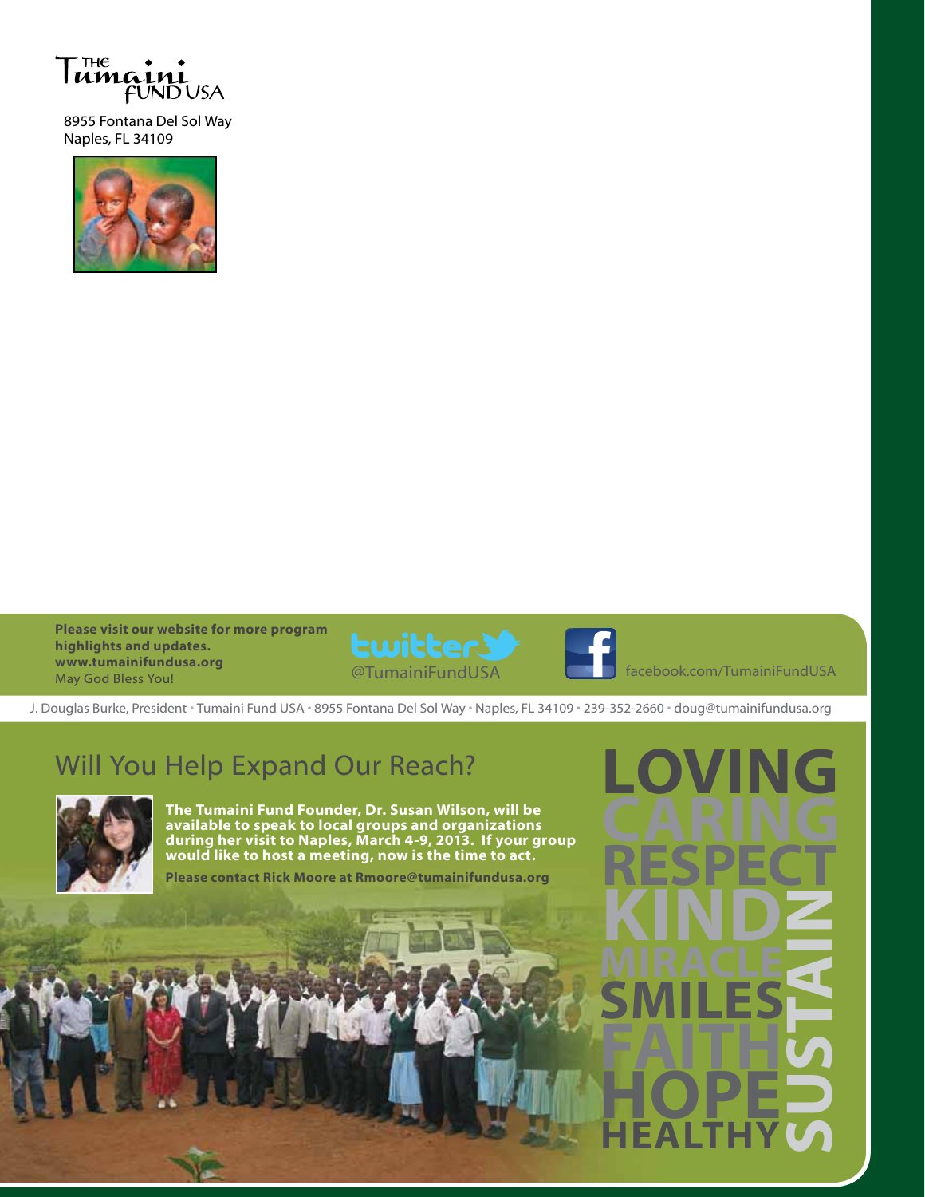THE Tumaini FUND USA

8955 Fontana Del Sol Way
Naples, FL 34109

**Please visit our website for more program highlights and updates.**
**www.tumainifundusa.org**
May God Bless You!

twitter @TumainiFundUSA

facebook.com/TumainiFundUSA

J. Douglas Burke, President • Tumaini Fund USA • 8955 Fontana Del Sol Way • Naples, FL 34109 • 239-352-2660 • doug@tumainifundusa.org

## Will You Help Expand Our Reach?

**The Tumaini Fund Founder, Dr. Susan Wilson, will be available to speak to local groups and organizations during her visit to Naples, March 4-9, 2013. If your group would like to host a meeting, now is the time to act.**

**Please contact Rick Moore at Rmoore@tumainifundusa.org**

LOVING
CARING
RESPECT
KIND
MIRACLE
SMILES
FAITH
HOPE
HEALTHY
SUSTAIN